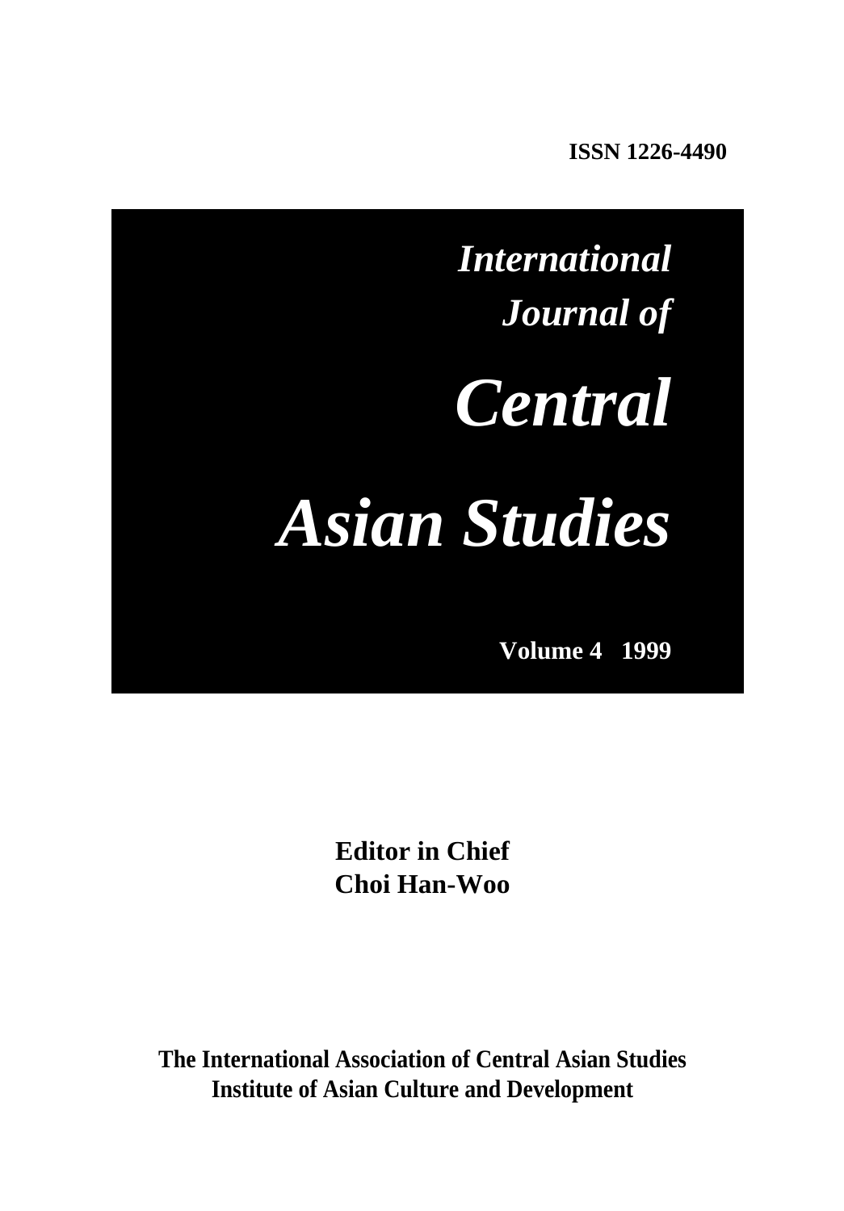**ISSN 1226-4490**

# *International Journal of Central Asian Studies*

**Volume 4 1999**

**Editor in Chief**
**Choi Han-Woo**

**The International Association of Central Asian Studies**
**Institute of Asian Culture and Development**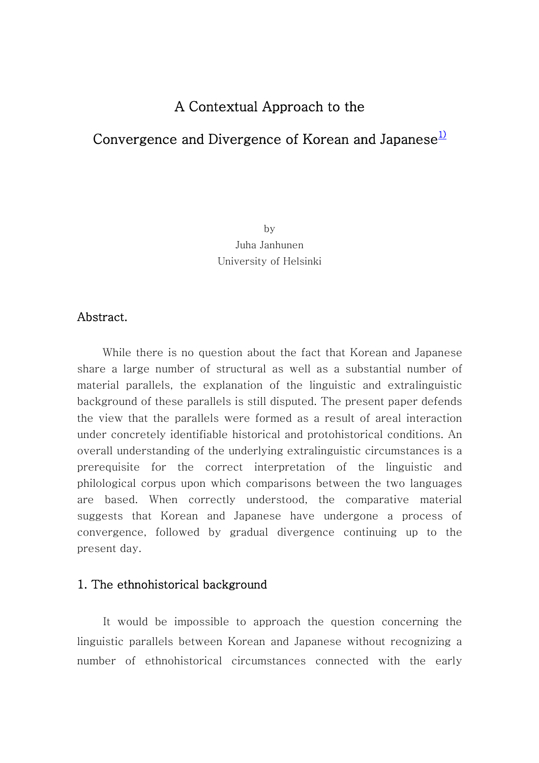# A Contextual Approach to the Convergence and Divergence of Korean and Japanese[1)]

by
Juha Janhunen
University of Helsinki

### Abstract.

While there is no question about the fact that Korean and Japanese share a large number of structural as well as a substantial number of material parallels, the explanation of the linguistic and extralinguistic background of these parallels is still disputed. The present paper defends the view that the parallels were formed as a result of areal interaction under concretely identifiable historical and protohistorical conditions. An overall understanding of the underlying extralinguistic circumstances is a prerequisite for the correct interpretation of the linguistic and philological corpus upon which comparisons between the two languages are based. When correctly understood, the comparative material suggests that Korean and Japanese have undergone a process of convergence, followed by gradual divergence continuing up to the present day.

## 1. The ethnohistorical background

It would be impossible to approach the question concerning the linguistic parallels between Korean and Japanese without recognizing a number of ethnohistorical circumstances connected with the early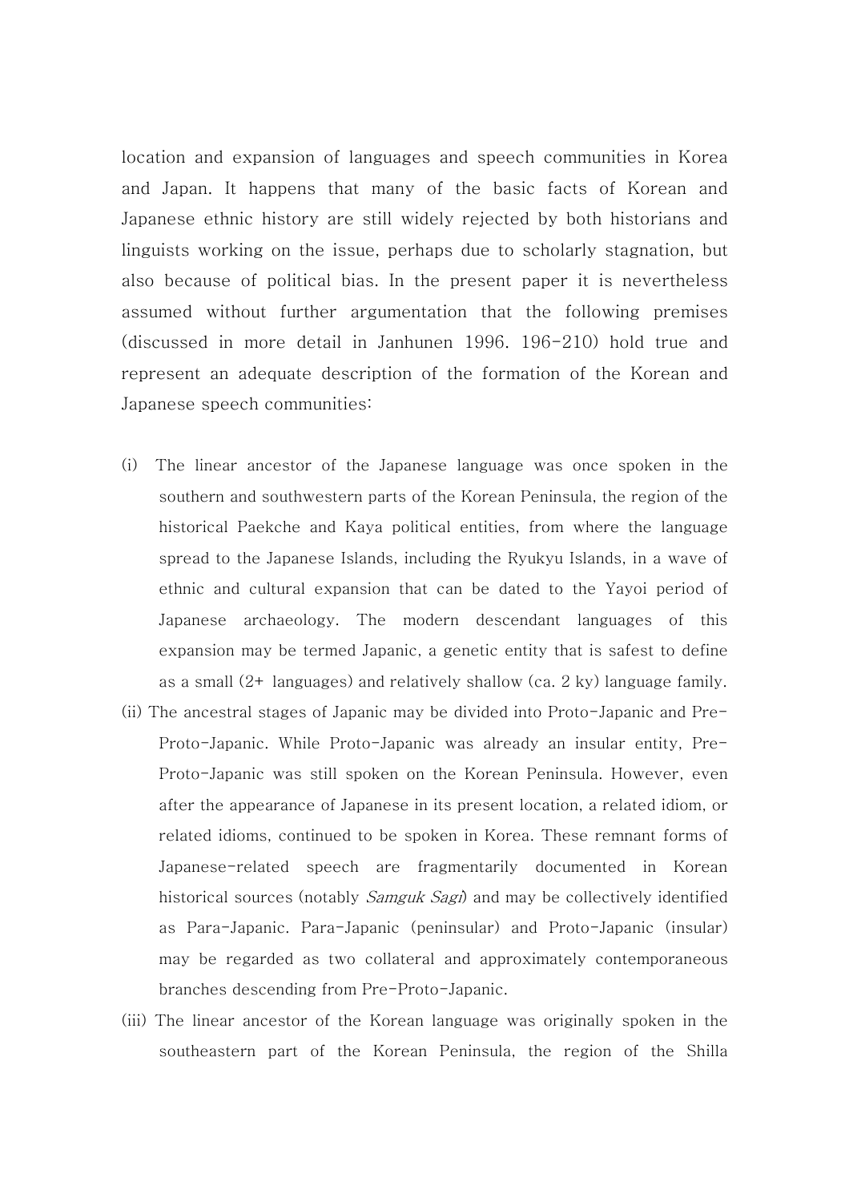location and expansion of languages and speech communities in Korea and Japan. It happens that many of the basic facts of Korean and Japanese ethnic history are still widely rejected by both historians and linguists working on the issue, perhaps due to scholarly stagnation, but also because of political bias. In the present paper it is nevertheless assumed without further argumentation that the following premises (discussed in more detail in Janhunen 1996. 196-210) hold true and represent an adequate description of the formation of the Korean and Japanese speech communities:

(i) The linear ancestor of the Japanese language was once spoken in the southern and southwestern parts of the Korean Peninsula, the region of the historical Paekche and Kaya political entities, from where the language spread to the Japanese Islands, including the Ryukyu Islands, in a wave of ethnic and cultural expansion that can be dated to the Yayoi period of Japanese archaeology. The modern descendant languages of this expansion may be termed Japanic, a genetic entity that is safest to define as a small (2+ languages) and relatively shallow (ca. 2 ky) language family.

(ii) The ancestral stages of Japanic may be divided into Proto-Japanic and Pre-Proto-Japanic. While Proto-Japanic was already an insular entity, Pre-Proto-Japanic was still spoken on the Korean Peninsula. However, even after the appearance of Japanese in its present location, a related idiom, or related idioms, continued to be spoken in Korea. These remnant forms of Japanese-related speech are fragmentarily documented in Korean historical sources (notably *Samguk Sagi*) and may be collectively identified as Para-Japanic. Para-Japanic (peninsular) and Proto-Japanic (insular) may be regarded as two collateral and approximately contemporaneous branches descending from Pre-Proto-Japanic.

(iii) The linear ancestor of the Korean language was originally spoken in the southeastern part of the Korean Peninsula, the region of the Shilla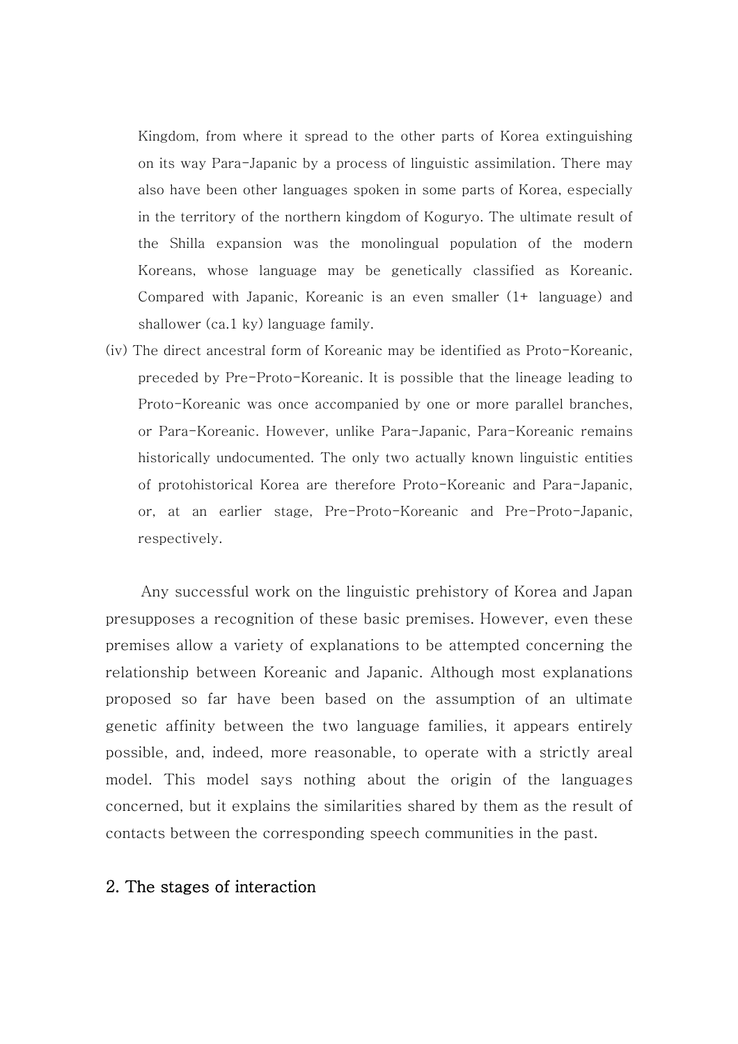Kingdom, from where it spread to the other parts of Korea extinguishing on its way Para-Japanic by a process of linguistic assimilation. There may also have been other languages spoken in some parts of Korea, especially in the territory of the northern kingdom of Koguryo. The ultimate result of the Shilla expansion was the monolingual population of the modern Koreans, whose language may be genetically classified as Koreanic. Compared with Japanic, Koreanic is an even smaller (1+ language) and shallower (ca.1 ky) language family.

(iv) The direct ancestral form of Koreanic may be identified as Proto-Koreanic, preceded by Pre-Proto-Koreanic. It is possible that the lineage leading to Proto-Koreanic was once accompanied by one or more parallel branches, or Para-Koreanic. However, unlike Para-Japanic, Para-Koreanic remains historically undocumented. The only two actually known linguistic entities of protohistorical Korea are therefore Proto-Koreanic and Para-Japanic, or, at an earlier stage, Pre-Proto-Koreanic and Pre-Proto-Japanic, respectively.

Any successful work on the linguistic prehistory of Korea and Japan presupposes a recognition of these basic premises. However, even these premises allow a variety of explanations to be attempted concerning the relationship between Koreanic and Japanic. Although most explanations proposed so far have been based on the assumption of an ultimate genetic affinity between the two language families, it appears entirely possible, and, indeed, more reasonable, to operate with a strictly areal model. This model says nothing about the origin of the languages concerned, but it explains the similarities shared by them as the result of contacts between the corresponding speech communities in the past.

## 2. The stages of interaction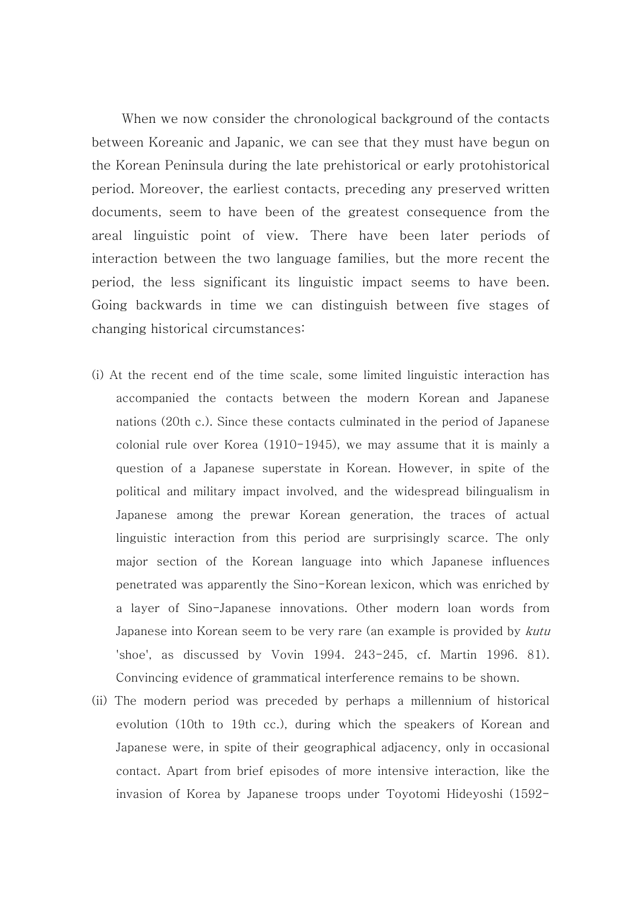When we now consider the chronological background of the contacts between Koreanic and Japanic, we can see that they must have begun on the Korean Peninsula during the late prehistorical or early protohistorical period. Moreover, the earliest contacts, preceding any preserved written documents, seem to have been of the greatest consequence from the areal linguistic point of view. There have been later periods of interaction between the two language families, but the more recent the period, the less significant its linguistic impact seems to have been. Going backwards in time we can distinguish between five stages of changing historical circumstances:

(i) At the recent end of the time scale, some limited linguistic interaction has accompanied the contacts between the modern Korean and Japanese nations (20th c.). Since these contacts culminated in the period of Japanese colonial rule over Korea (1910-1945), we may assume that it is mainly a question of a Japanese superstate in Korean. However, in spite of the political and military impact involved, and the widespread bilingualism in Japanese among the prewar Korean generation, the traces of actual linguistic interaction from this period are surprisingly scarce. The only major section of the Korean language into which Japanese influences penetrated was apparently the Sino-Korean lexicon, which was enriched by a layer of Sino-Japanese innovations. Other modern loan words from Japanese into Korean seem to be very rare (an example is provided by *kutu* 'shoe', as discussed by Vovin 1994. 243-245, cf. Martin 1996. 81). Convincing evidence of grammatical interference remains to be shown.

(ii) The modern period was preceded by perhaps a millennium of historical evolution (10th to 19th cc.), during which the speakers of Korean and Japanese were, in spite of their geographical adjacency, only in occasional contact. Apart from brief episodes of more intensive interaction, like the invasion of Korea by Japanese troops under Toyotomi Hideyoshi (1592-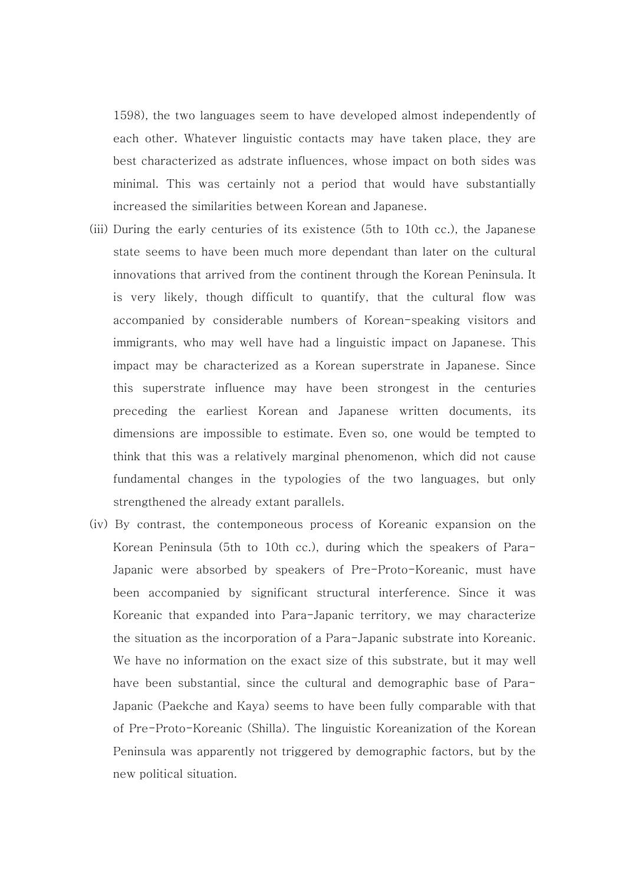1598), the two languages seem to have developed almost independently of each other. Whatever linguistic contacts may have taken place, they are best characterized as adstrate influences, whose impact on both sides was minimal. This was certainly not a period that would have substantially increased the similarities between Korean and Japanese.

(iii) During the early centuries of its existence (5th to 10th cc.), the Japanese state seems to have been much more dependant than later on the cultural innovations that arrived from the continent through the Korean Peninsula. It is very likely, though difficult to quantify, that the cultural flow was accompanied by considerable numbers of Korean-speaking visitors and immigrants, who may well have had a linguistic impact on Japanese. This impact may be characterized as a Korean superstrate in Japanese. Since this superstrate influence may have been strongest in the centuries preceding the earliest Korean and Japanese written documents, its dimensions are impossible to estimate. Even so, one would be tempted to think that this was a relatively marginal phenomenon, which did not cause fundamental changes in the typologies of the two languages, but only strengthened the already extant parallels.

(iv) By contrast, the contemponeous process of Koreanic expansion on the Korean Peninsula (5th to 10th cc.), during which the speakers of Para-Japanic were absorbed by speakers of Pre-Proto-Koreanic, must have been accompanied by significant structural interference. Since it was Koreanic that expanded into Para-Japanic territory, we may characterize the situation as the incorporation of a Para-Japanic substrate into Koreanic. We have no information on the exact size of this substrate, but it may well have been substantial, since the cultural and demographic base of Para-Japanic (Paekche and Kaya) seems to have been fully comparable with that of Pre-Proto-Koreanic (Shilla). The linguistic Koreanization of the Korean Peninsula was apparently not triggered by demographic factors, but by the new political situation.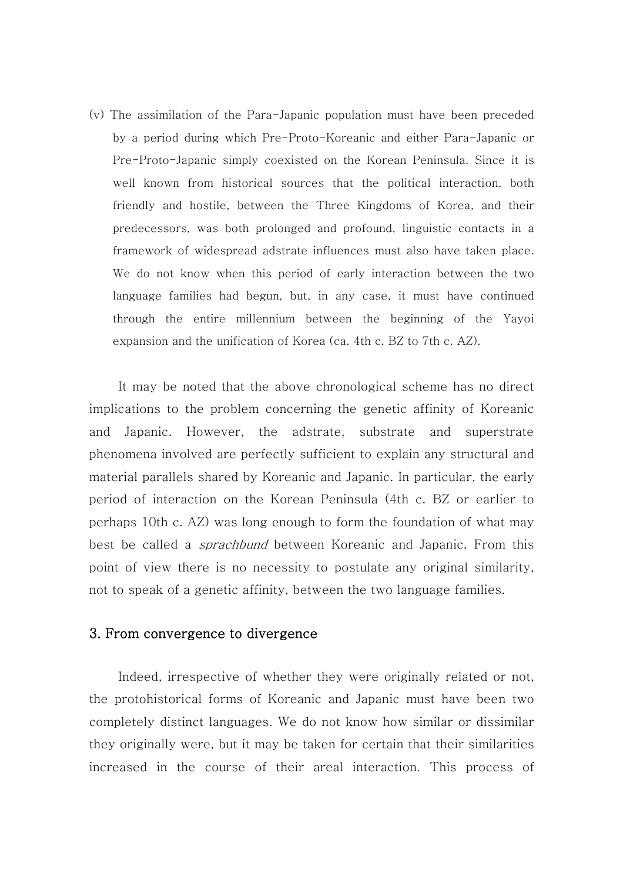(v) The assimilation of the Para-Japanic population must have been preceded by a period during which Pre-Proto-Koreanic and either Para-Japanic or Pre-Proto-Japanic simply coexisted on the Korean Peninsula. Since it is well known from historical sources that the political interaction, both friendly and hostile, between the Three Kingdoms of Korea, and their predecessors, was both prolonged and profound, linguistic contacts in a framework of widespread adstrate influences must also have taken place. We do not know when this period of early interaction between the two language families had begun, but, in any case, it must have continued through the entire millennium between the beginning of the Yayoi expansion and the unification of Korea (ca. 4th c. BZ to 7th c. AZ).

It may be noted that the above chronological scheme has no direct implications to the problem concerning the genetic affinity of Koreanic and Japanic. However, the adstrate, substrate and superstrate phenomena involved are perfectly sufficient to explain any structural and material parallels shared by Koreanic and Japanic. In particular, the early period of interaction on the Korean Peninsula (4th c. BZ or earlier to perhaps 10th c. AZ) was long enough to form the foundation of what may best be called a *sprachbund* between Koreanic and Japanic. From this point of view there is no necessity to postulate any original similarity, not to speak of a genetic affinity, between the two language families.

## 3. From convergence to divergence

Indeed, irrespective of whether they were originally related or not, the protohistorical forms of Koreanic and Japanic must have been two completely distinct languages. We do not know how similar or dissimilar they originally were, but it may be taken for certain that their similarities increased in the course of their areal interaction. This process of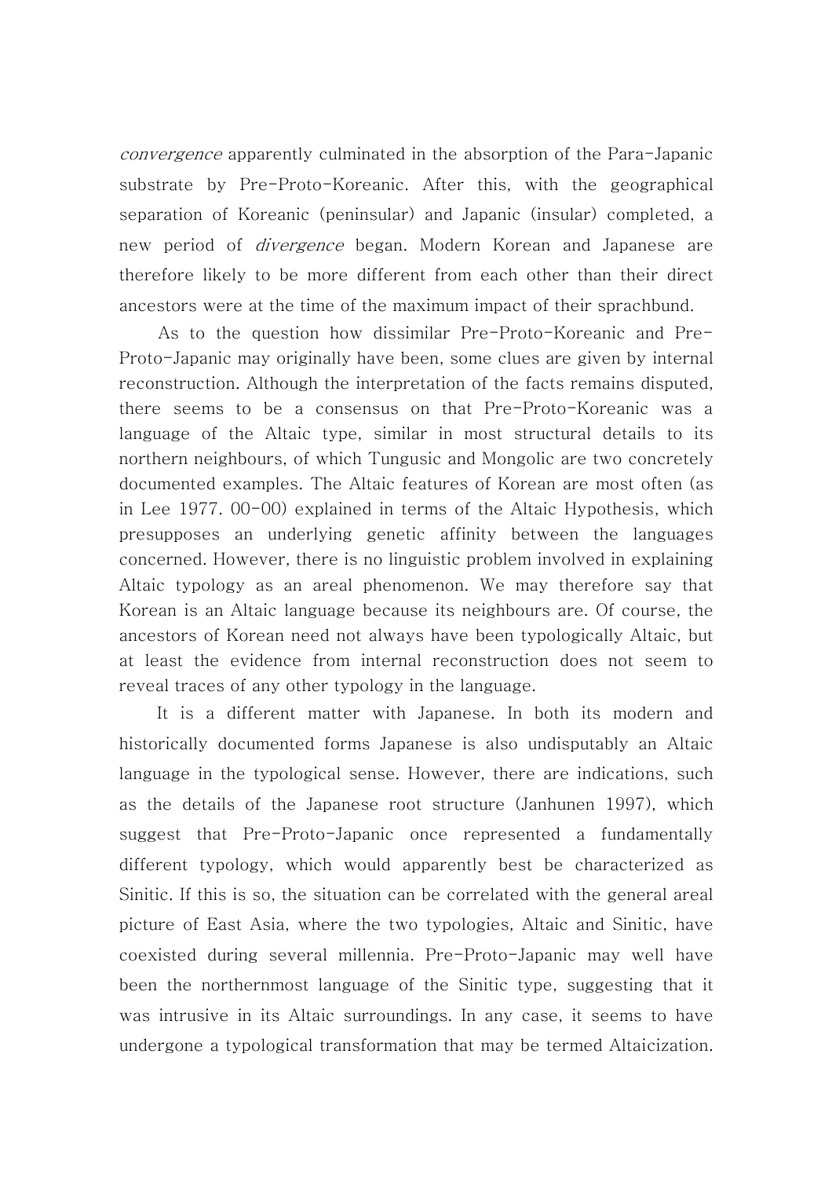*convergence* apparently culminated in the absorption of the Para-Japanic substrate by Pre-Proto-Koreanic. After this, with the geographical separation of Koreanic (peninsular) and Japanic (insular) completed, a new period of *divergence* began. Modern Korean and Japanese are therefore likely to be more different from each other than their direct ancestors were at the time of the maximum impact of their sprachbund.

As to the question how dissimilar Pre-Proto-Koreanic and Pre-Proto-Japanic may originally have been, some clues are given by internal reconstruction. Although the interpretation of the facts remains disputed, there seems to be a consensus on that Pre-Proto-Koreanic was a language of the Altaic type, similar in most structural details to its northern neighbours, of which Tungusic and Mongolic are two concretely documented examples. The Altaic features of Korean are most often (as in Lee 1977. 00-00) explained in terms of the Altaic Hypothesis, which presupposes an underlying genetic affinity between the languages concerned. However, there is no linguistic problem involved in explaining Altaic typology as an areal phenomenon. We may therefore say that Korean is an Altaic language because its neighbours are. Of course, the ancestors of Korean need not always have been typologically Altaic, but at least the evidence from internal reconstruction does not seem to reveal traces of any other typology in the language.

It is a different matter with Japanese. In both its modern and historically documented forms Japanese is also undisputably an Altaic language in the typological sense. However, there are indications, such as the details of the Japanese root structure (Janhunen 1997), which suggest that Pre-Proto-Japanic once represented a fundamentally different typology, which would apparently best be characterized as Sinitic. If this is so, the situation can be correlated with the general areal picture of East Asia, where the two typologies, Altaic and Sinitic, have coexisted during several millennia. Pre-Proto-Japanic may well have been the northernmost language of the Sinitic type, suggesting that it was intrusive in its Altaic surroundings. In any case, it seems to have undergone a typological transformation that may be termed Altaicization.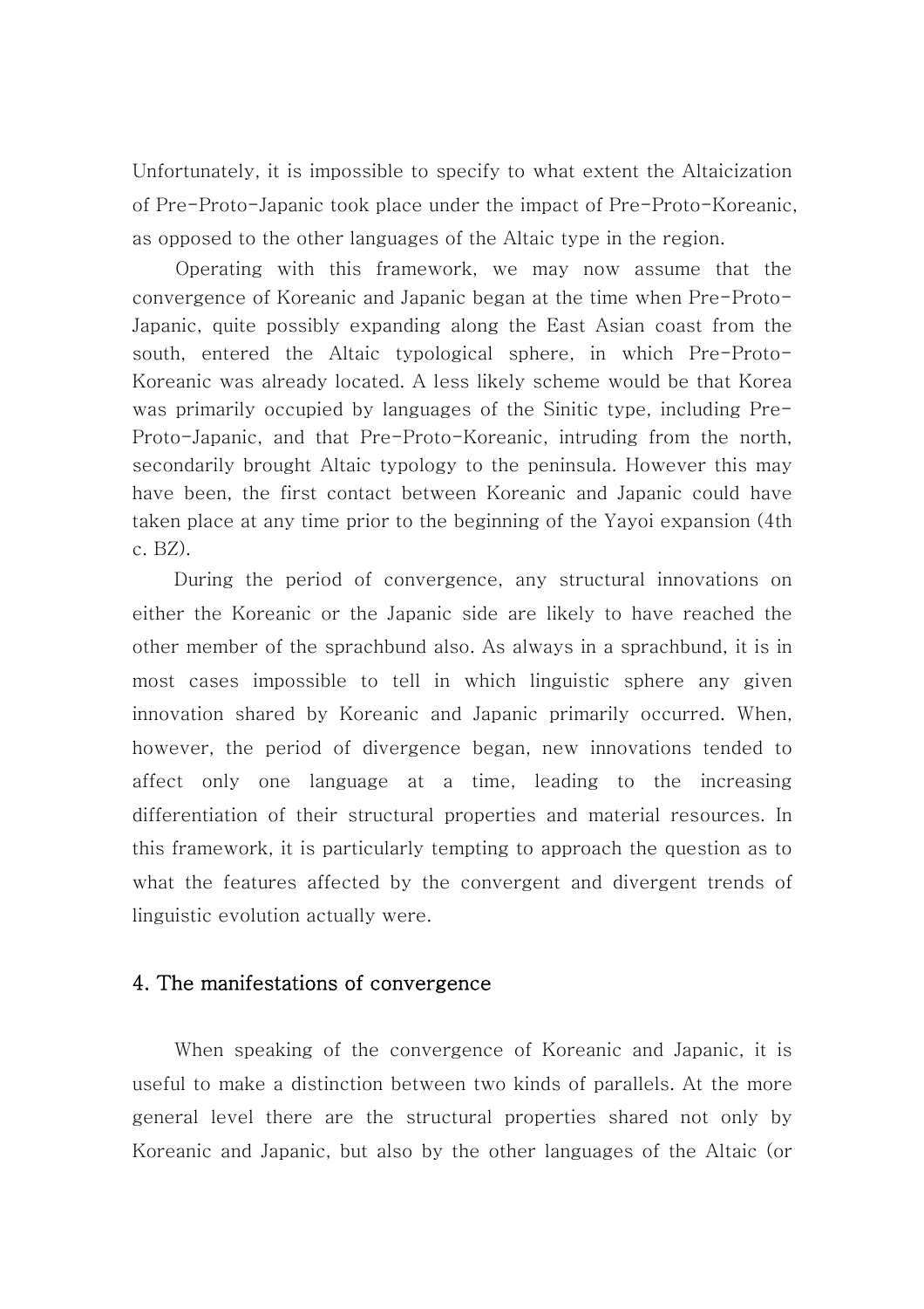Unfortunately, it is impossible to specify to what extent the Altaicization of Pre-Proto-Japanic took place under the impact of Pre-Proto-Koreanic, as opposed to the other languages of the Altaic type in the region.

Operating with this framework, we may now assume that the convergence of Koreanic and Japanic began at the time when Pre-Proto-Japanic, quite possibly expanding along the East Asian coast from the south, entered the Altaic typological sphere, in which Pre-Proto-Koreanic was already located. A less likely scheme would be that Korea was primarily occupied by languages of the Sinitic type, including Pre-Proto-Japanic, and that Pre-Proto-Koreanic, intruding from the north, secondarily brought Altaic typology to the peninsula. However this may have been, the first contact between Koreanic and Japanic could have taken place at any time prior to the beginning of the Yayoi expansion (4th c. BZ).

During the period of convergence, any structural innovations on either the Koreanic or the Japanic side are likely to have reached the other member of the sprachbund also. As always in a sprachbund, it is in most cases impossible to tell in which linguistic sphere any given innovation shared by Koreanic and Japanic primarily occurred. When, however, the period of divergence began, new innovations tended to affect only one language at a time, leading to the increasing differentiation of their structural properties and material resources. In this framework, it is particularly tempting to approach the question as to what the features affected by the convergent and divergent trends of linguistic evolution actually were.

## 4. The manifestations of convergence

When speaking of the convergence of Koreanic and Japanic, it is useful to make a distinction between two kinds of parallels. At the more general level there are the structural properties shared not only by Koreanic and Japanic, but also by the other languages of the Altaic (or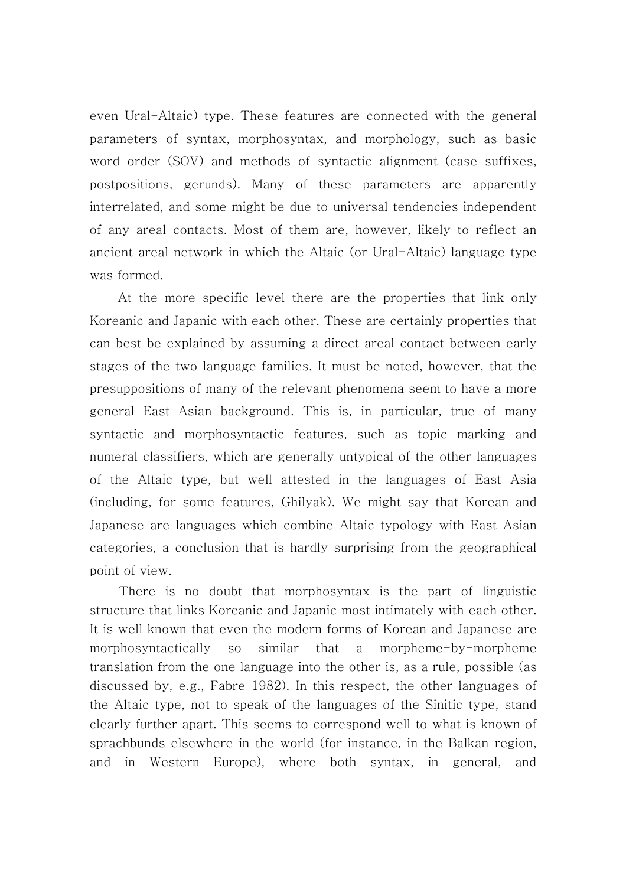even Ural-Altaic) type. These features are connected with the general parameters of syntax, morphosyntax, and morphology, such as basic word order (SOV) and methods of syntactic alignment (case suffixes, postpositions, gerunds). Many of these parameters are apparently interrelated, and some might be due to universal tendencies independent of any areal contacts. Most of them are, however, likely to reflect an ancient areal network in which the Altaic (or Ural-Altaic) language type was formed.

At the more specific level there are the properties that link only Koreanic and Japanic with each other. These are certainly properties that can best be explained by assuming a direct areal contact between early stages of the two language families. It must be noted, however, that the presuppositions of many of the relevant phenomena seem to have a more general East Asian background. This is, in particular, true of many syntactic and morphosyntactic features, such as topic marking and numeral classifiers, which are generally untypical of the other languages of the Altaic type, but well attested in the languages of East Asia (including, for some features, Ghilyak). We might say that Korean and Japanese are languages which combine Altaic typology with East Asian categories, a conclusion that is hardly surprising from the geographical point of view.

There is no doubt that morphosyntax is the part of linguistic structure that links Koreanic and Japanic most intimately with each other. It is well known that even the modern forms of Korean and Japanese are morphosyntactically so similar that a morpheme-by-morpheme translation from the one language into the other is, as a rule, possible (as discussed by, e.g., Fabre 1982). In this respect, the other languages of the Altaic type, not to speak of the languages of the Sinitic type, stand clearly further apart. This seems to correspond well to what is known of sprachbunds elsewhere in the world (for instance, in the Balkan region, and in Western Europe), where both syntax, in general, and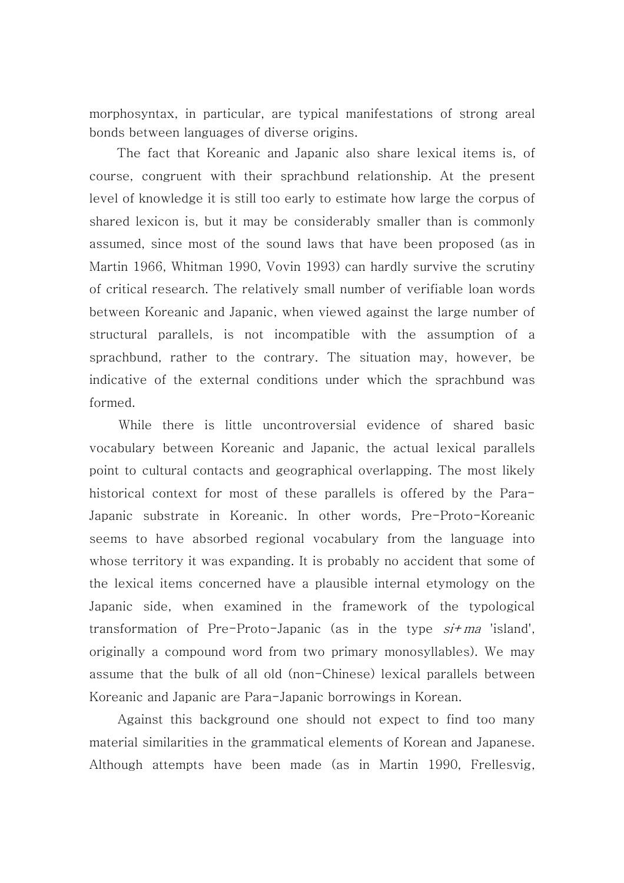morphosyntax, in particular, are typical manifestations of strong areal bonds between languages of diverse origins.

The fact that Koreanic and Japanic also share lexical items is, of course, congruent with their sprachbund relationship. At the present level of knowledge it is still too early to estimate how large the corpus of shared lexicon is, but it may be considerably smaller than is commonly assumed, since most of the sound laws that have been proposed (as in Martin 1966, Whitman 1990, Vovin 1993) can hardly survive the scrutiny of critical research. The relatively small number of verifiable loan words between Koreanic and Japanic, when viewed against the large number of structural parallels, is not incompatible with the assumption of a sprachbund, rather to the contrary. The situation may, however, be indicative of the external conditions under which the sprachbund was formed.

While there is little uncontroversial evidence of shared basic vocabulary between Koreanic and Japanic, the actual lexical parallels point to cultural contacts and geographical overlapping. The most likely historical context for most of these parallels is offered by the Para-Japanic substrate in Koreanic. In other words, Pre-Proto-Koreanic seems to have absorbed regional vocabulary from the language into whose territory it was expanding. It is probably no accident that some of the lexical items concerned have a plausible internal etymology on the Japanic side, when examined in the framework of the typological transformation of Pre-Proto-Japanic (as in the type *si+ma* 'island', originally a compound word from two primary monosyllables). We may assume that the bulk of all old (non-Chinese) lexical parallels between Koreanic and Japanic are Para-Japanic borrowings in Korean.

Against this background one should not expect to find too many material similarities in the grammatical elements of Korean and Japanese. Although attempts have been made (as in Martin 1990, Frellesvig,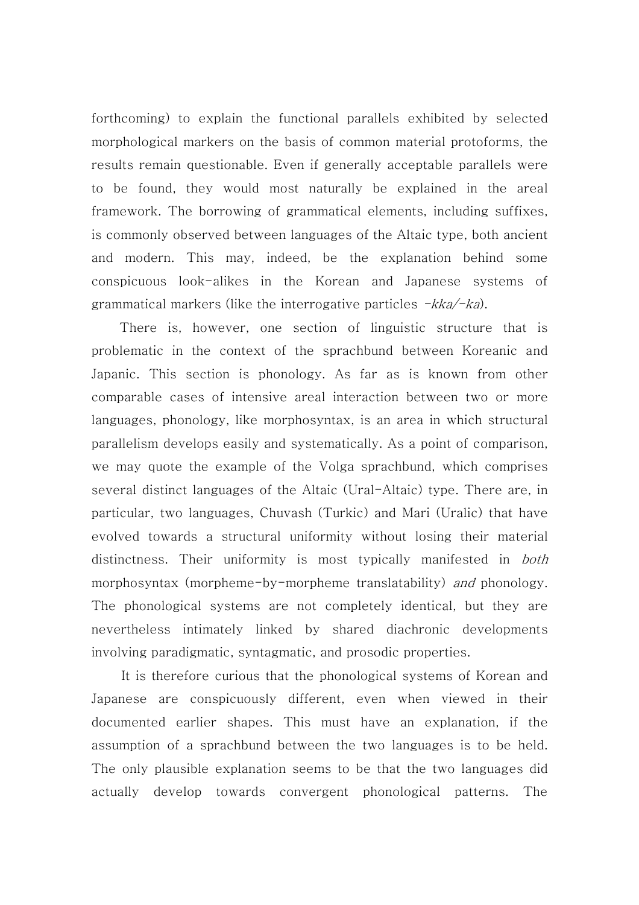forthcoming) to explain the functional parallels exhibited by selected morphological markers on the basis of common material protoforms, the results remain questionable. Even if generally acceptable parallels were to be found, they would most naturally be explained in the areal framework. The borrowing of grammatical elements, including suffixes, is commonly observed between languages of the Altaic type, both ancient and modern. This may, indeed, be the explanation behind some conspicuous look-alikes in the Korean and Japanese systems of grammatical markers (like the interrogative particles *-kka/-ka*).

There is, however, one section of linguistic structure that is problematic in the context of the sprachbund between Koreanic and Japanic. This section is phonology. As far as is known from other comparable cases of intensive areal interaction between two or more languages, phonology, like morphosyntax, is an area in which structural parallelism develops easily and systematically. As a point of comparison, we may quote the example of the Volga sprachbund, which comprises several distinct languages of the Altaic (Ural-Altaic) type. There are, in particular, two languages, Chuvash (Turkic) and Mari (Uralic) that have evolved towards a structural uniformity without losing their material distinctness. Their uniformity is most typically manifested in *both* morphosyntax (morpheme-by-morpheme translatability) *and* phonology. The phonological systems are not completely identical, but they are nevertheless intimately linked by shared diachronic developments involving paradigmatic, syntagmatic, and prosodic properties.

It is therefore curious that the phonological systems of Korean and Japanese are conspicuously different, even when viewed in their documented earlier shapes. This must have an explanation, if the assumption of a sprachbund between the two languages is to be held. The only plausible explanation seems to be that the two languages did actually develop towards convergent phonological patterns. The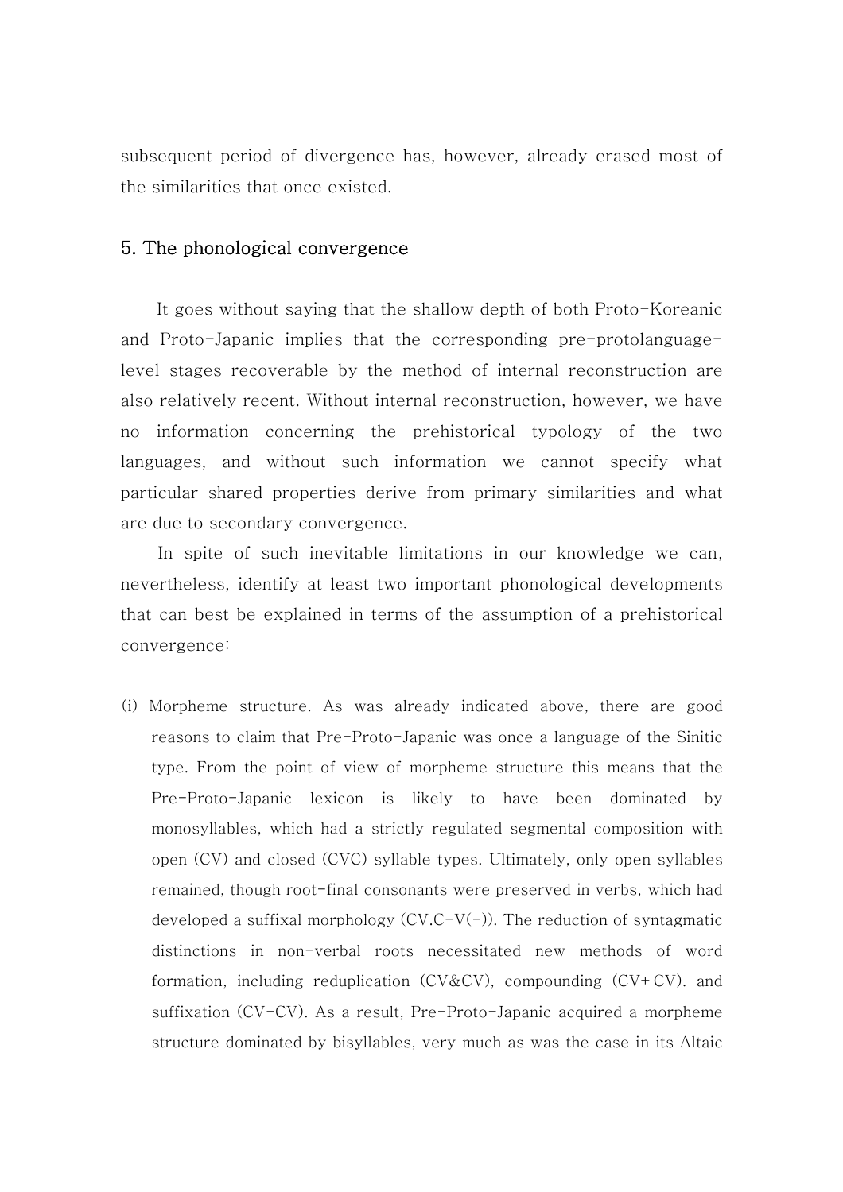subsequent period of divergence has, however, already erased most of the similarities that once existed.

## 5. The phonological convergence

It goes without saying that the shallow depth of both Proto-Koreanic and Proto-Japanic implies that the corresponding pre-protolanguage-level stages recoverable by the method of internal reconstruction are also relatively recent. Without internal reconstruction, however, we have no information concerning the prehistorical typology of the two languages, and without such information we cannot specify what particular shared properties derive from primary similarities and what are due to secondary convergence.

In spite of such inevitable limitations in our knowledge we can, nevertheless, identify at least two important phonological developments that can best be explained in terms of the assumption of a prehistorical convergence:

(i) Morpheme structure. As was already indicated above, there are good reasons to claim that Pre-Proto-Japanic was once a language of the Sinitic type. From the point of view of morpheme structure this means that the Pre-Proto-Japanic lexicon is likely to have been dominated by monosyllables, which had a strictly regulated segmental composition with open (CV) and closed (CVC) syllable types. Ultimately, only open syllables remained, though root-final consonants were preserved in verbs, which had developed a suffixal morphology (CV.C-V(-)). The reduction of syntagmatic distinctions in non-verbal roots necessitated new methods of word formation, including reduplication (CV&CV), compounding (CV+CV). and suffixation (CV-CV). As a result, Pre-Proto-Japanic acquired a morpheme structure dominated by bisyllables, very much as was the case in its Altaic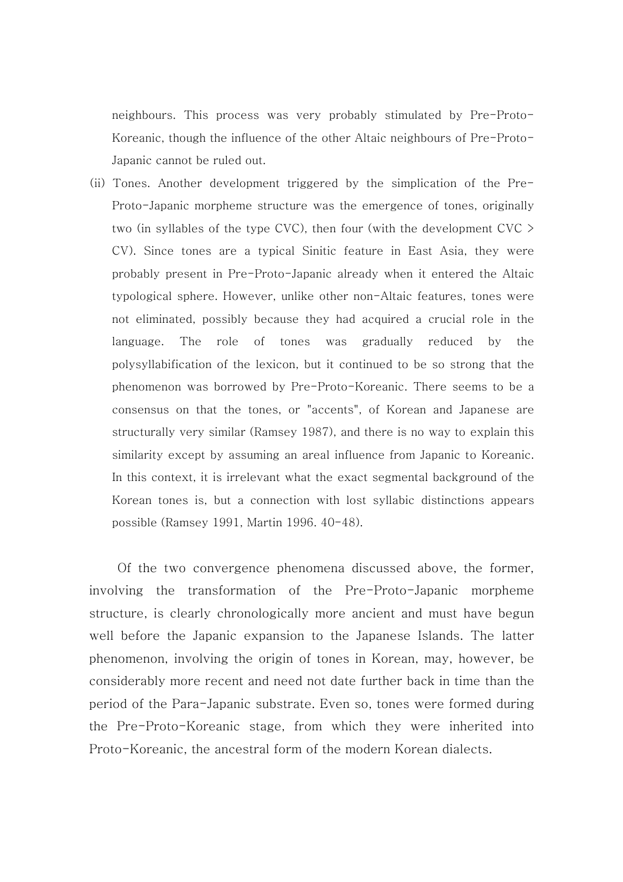neighbours. This process was very probably stimulated by Pre-Proto-Koreanic, though the influence of the other Altaic neighbours of Pre-Proto-Japanic cannot be ruled out.

(ii) Tones. Another development triggered by the simplication of the Pre-Proto-Japanic morpheme structure was the emergence of tones, originally two (in syllables of the type CVC), then four (with the development CVC > CV). Since tones are a typical Sinitic feature in East Asia, they were probably present in Pre-Proto-Japanic already when it entered the Altaic typological sphere. However, unlike other non-Altaic features, tones were not eliminated, possibly because they had acquired a crucial role in the language. The role of tones was gradually reduced by the polysyllabification of the lexicon, but it continued to be so strong that the phenomenon was borrowed by Pre-Proto-Koreanic. There seems to be a consensus on that the tones, or "accents", of Korean and Japanese are structurally very similar (Ramsey 1987), and there is no way to explain this similarity except by assuming an areal influence from Japanic to Koreanic. In this context, it is irrelevant what the exact segmental background of the Korean tones is, but a connection with lost syllabic distinctions appears possible (Ramsey 1991, Martin 1996. 40-48).

Of the two convergence phenomena discussed above, the former, involving the transformation of the Pre-Proto-Japanic morpheme structure, is clearly chronologically more ancient and must have begun well before the Japanic expansion to the Japanese Islands. The latter phenomenon, involving the origin of tones in Korean, may, however, be considerably more recent and need not date further back in time than the period of the Para-Japanic substrate. Even so, tones were formed during the Pre-Proto-Koreanic stage, from which they were inherited into Proto-Koreanic, the ancestral form of the modern Korean dialects.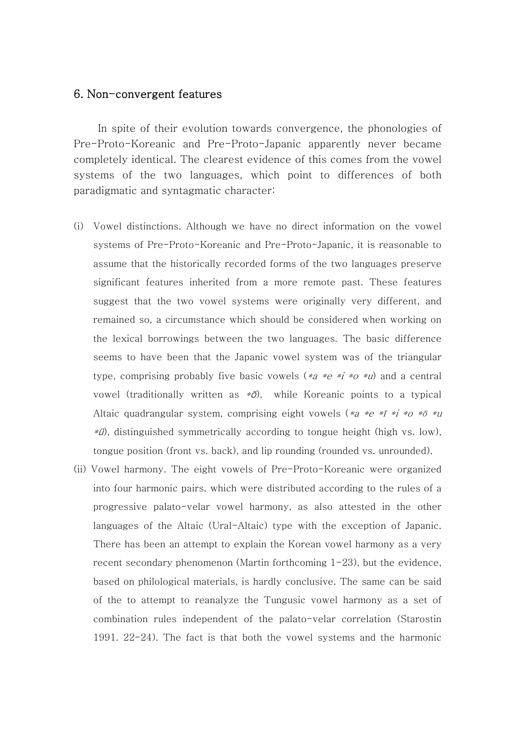## 6. Non-convergent features

In spite of their evolution towards convergence, the phonologies of Pre-Proto-Koreanic and Pre-Proto-Japanic apparently never became completely identical. The clearest evidence of this comes from the vowel systems of the two languages, which point to differences of both paradigmatic and syntagmatic character:

(i) Vowel distinctions. Although we have no direct information on the vowel systems of Pre-Proto-Koreanic and Pre-Proto-Japanic, it is reasonable to assume that the historically recorded forms of the two languages preserve significant features inherited from a more remote past. These features suggest that the two vowel systems were originally very different, and remained so, a circumstance which should be considered when working on the lexical borrowings between the two languages. The basic difference seems to have been that the Japanic vowel system was of the triangular type, comprising probably five basic vowels (*\*a \*e \*i \*o \*u*) and a central vowel (traditionally written as *\*ə̈*), while Koreanic points to a typical Altaic quadrangular system, comprising eight vowels (*\*a \*e \*ï \*i \*o \*ö \*u \*ü*), distinguished symmetrically according to tongue height (high vs. low), tongue position (front vs. back), and lip rounding (rounded vs. unrounded).

(ii) Vowel harmony. The eight vowels of Pre-Proto-Koreanic were organized into four harmonic pairs, which were distributed according to the rules of a progressive palato-velar vowel harmony, as also attested in the other languages of the Altaic (Ural-Altaic) type with the exception of Japanic. There has been an attempt to explain the Korean vowel harmony as a very recent secondary phenomenon (Martin forthcoming 1-23), but the evidence, based on philological materials, is hardly conclusive. The same can be said of the to attempt to reanalyze the Tungusic vowel harmony as a set of combination rules independent of the palato-velar correlation (Starostin 1991. 22-24). The fact is that both the vowel systems and the harmonic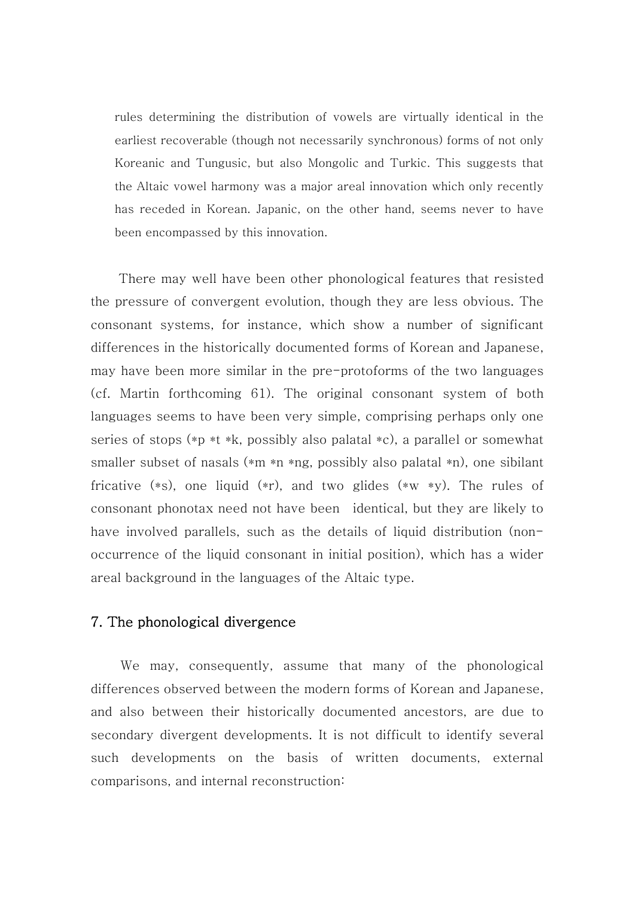> rules determining the distribution of vowels are virtually identical in the earliest recoverable (though not necessarily synchronous) forms of not only Koreanic and Tungusic, but also Mongolic and Turkic. This suggests that the Altaic vowel harmony was a major areal innovation which only recently has receded in Korean. Japanic, on the other hand, seems never to have been encompassed by this innovation.

There may well have been other phonological features that resisted the pressure of convergent evolution, though they are less obvious. The consonant systems, for instance, which show a number of significant differences in the historically documented forms of Korean and Japanese, may have been more similar in the pre-protoforms of the two languages (cf. Martin forthcoming 61). The original consonant system of both languages seems to have been very simple, comprising perhaps only one series of stops (*p *t *k, possibly also palatal *c), a parallel or somewhat smaller subset of nasals (*m *n *ng, possibly also palatal *n), one sibilant fricative (*s), one liquid (*r), and two glides (*w *y). The rules of consonant phonotax need not have been identical, but they are likely to have involved parallels, such as the details of liquid distribution (non-occurrence of the liquid consonant in initial position), which has a wider areal background in the languages of the Altaic type.

## 7. The phonological divergence

We may, consequently, assume that many of the phonological differences observed between the modern forms of Korean and Japanese, and also between their historically documented ancestors, are due to secondary divergent developments. It is not difficult to identify several such developments on the basis of written documents, external comparisons, and internal reconstruction: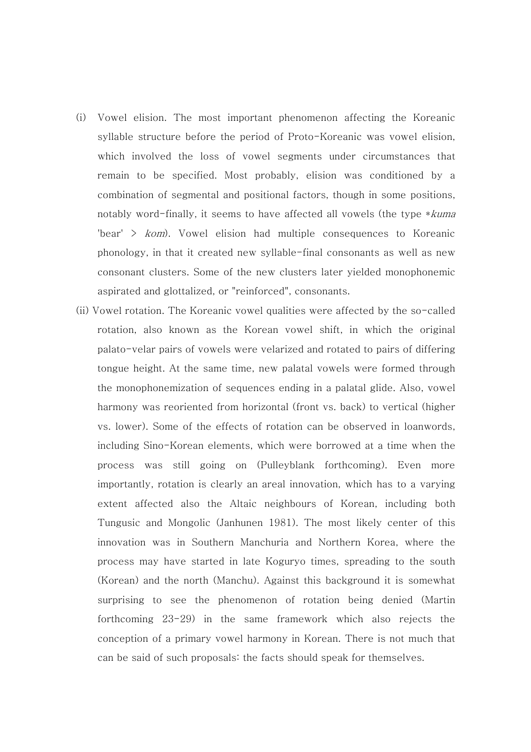(i) Vowel elision. The most important phenomenon affecting the Koreanic syllable structure before the period of Proto-Koreanic was vowel elision, which involved the loss of vowel segments under circumstances that remain to be specified. Most probably, elision was conditioned by a combination of segmental and positional factors, though in some positions, notably word-finally, it seems to have affected all vowels (the type *\*kuma* 'bear' > *kom*). Vowel elision had multiple consequences to Koreanic phonology, in that it created new syllable-final consonants as well as new consonant clusters. Some of the new clusters later yielded monophonemic aspirated and glottalized, or "reinforced", consonants.

(ii) Vowel rotation. The Koreanic vowel qualities were affected by the so-called rotation, also known as the Korean vowel shift, in which the original palato-velar pairs of vowels were velarized and rotated to pairs of differing tongue height. At the same time, new palatal vowels were formed through the monophonemization of sequences ending in a palatal glide. Also, vowel harmony was reoriented from horizontal (front vs. back) to vertical (higher vs. lower). Some of the effects of rotation can be observed in loanwords, including Sino-Korean elements, which were borrowed at a time when the process was still going on (Pulleyblank forthcoming). Even more importantly, rotation is clearly an areal innovation, which has to a varying extent affected also the Altaic neighbours of Korean, including both Tungusic and Mongolic (Janhunen 1981). The most likely center of this innovation was in Southern Manchuria and Northern Korea, where the process may have started in late Koguryo times, spreading to the south (Korean) and the north (Manchu). Against this background it is somewhat surprising to see the phenomenon of rotation being denied (Martin forthcoming 23-29) in the same framework which also rejects the conception of a primary vowel harmony in Korean. There is not much that can be said of such proposals: the facts should speak for themselves.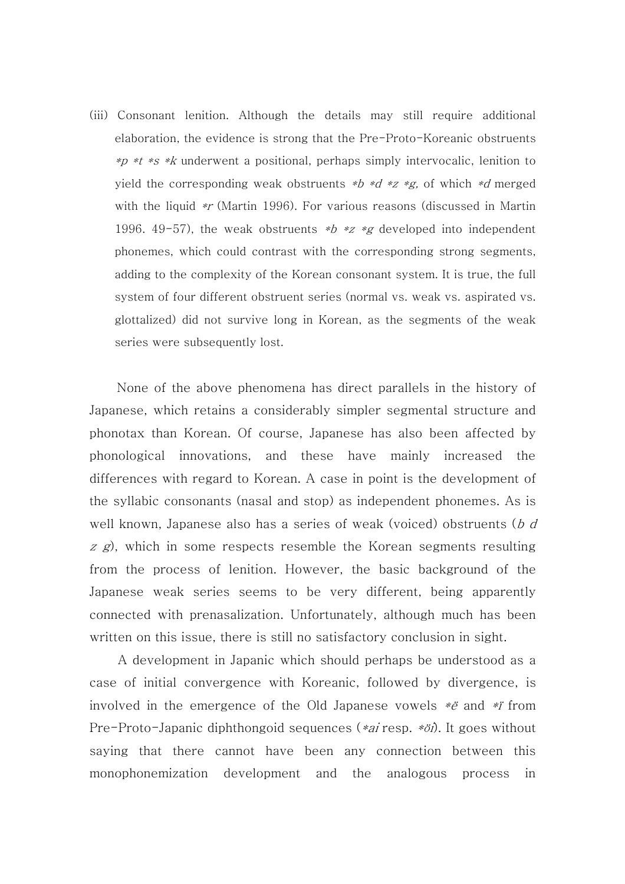(iii) Consonant lenition. Although the details may still require additional elaboration, the evidence is strong that the Pre-Proto-Koreanic obstruents *\*p \*t \*s \*k* underwent a positional, perhaps simply intervocalic, lenition to yield the corresponding weak obstruents *\*b \*d \*z \*g,* of which *\*d* merged with the liquid *\*r* (Martin 1996). For various reasons (discussed in Martin 1996. 49-57), the weak obstruents *\*b \*z \*g* developed into independent phonemes, which could contrast with the corresponding strong segments, adding to the complexity of the Korean consonant system. It is true, the full system of four different obstruent series (normal vs. weak vs. aspirated vs. glottalized) did not survive long in Korean, as the segments of the weak series were subsequently lost.

None of the above phenomena has direct parallels in the history of Japanese, which retains a considerably simpler segmental structure and phonotax than Korean. Of course, Japanese has also been affected by phonological innovations, and these have mainly increased the differences with regard to Korean. A case in point is the development of the syllabic consonants (nasal and stop) as independent phonemes. As is well known, Japanese also has a series of weak (voiced) obstruents (*b d z g*), which in some respects resemble the Korean segments resulting from the process of lenition. However, the basic background of the Japanese weak series seems to be very different, being apparently connected with prenasalization. Unfortunately, although much has been written on this issue, there is still no satisfactory conclusion in sight.

A development in Japanic which should perhaps be understood as a case of initial convergence with Koreanic, followed by divergence, is involved in the emergence of the Old Japanese vowels *\*ë* and *\*ï* from Pre-Proto-Japanic diphthongoid sequences (*\*ai* resp. *\*öi*). It goes without saying that there cannot have been any connection between this monophonemization development and the analogous process in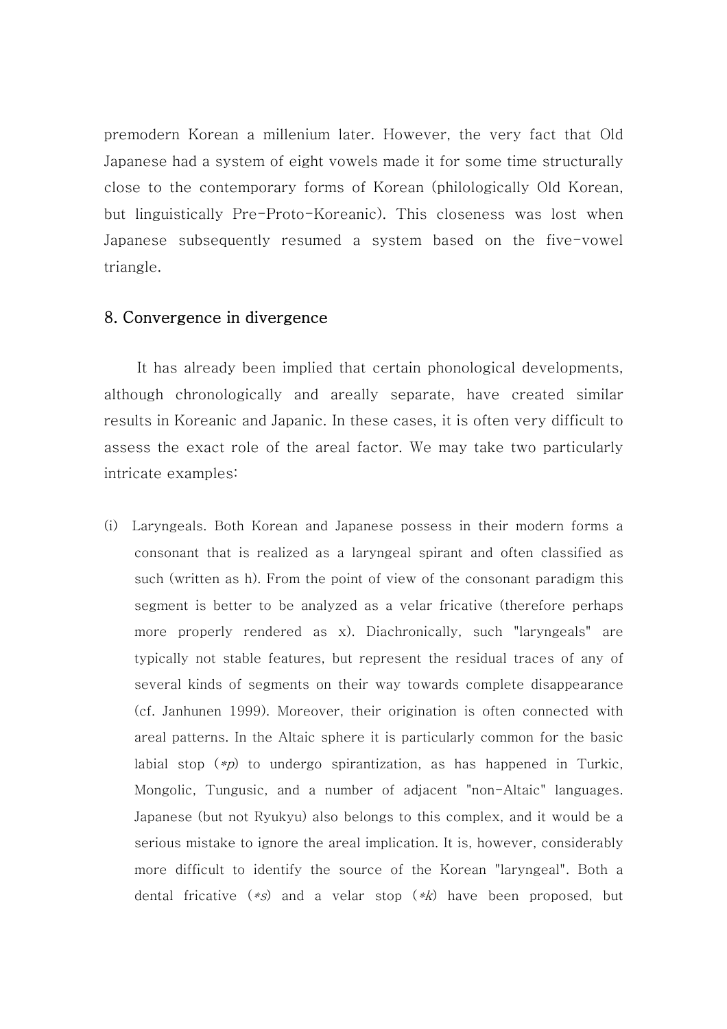premodern Korean a millenium later. However, the very fact that Old Japanese had a system of eight vowels made it for some time structurally close to the contemporary forms of Korean (philologically Old Korean, but linguistically Pre-Proto-Koreanic). This closeness was lost when Japanese subsequently resumed a system based on the five-vowel triangle.

## 8. Convergence in divergence

It has already been implied that certain phonological developments, although chronologically and areally separate, have created similar results in Koreanic and Japanic. In these cases, it is often very difficult to assess the exact role of the areal factor. We may take two particularly intricate examples:

(i) Laryngeals. Both Korean and Japanese possess in their modern forms a consonant that is realized as a laryngeal spirant and often classified as such (written as h). From the point of view of the consonant paradigm this segment is better to be analyzed as a velar fricative (therefore perhaps more properly rendered as x). Diachronically, such "laryngeals" are typically not stable features, but represent the residual traces of any of several kinds of segments on their way towards complete disappearance (cf. Janhunen 1999). Moreover, their origination is often connected with areal patterns. In the Altaic sphere it is particularly common for the basic labial stop (*\*p*) to undergo spirantization, as has happened in Turkic, Mongolic, Tungusic, and a number of adjacent "non-Altaic" languages. Japanese (but not Ryukyu) also belongs to this complex, and it would be a serious mistake to ignore the areal implication. It is, however, considerably more difficult to identify the source of the Korean "laryngeal". Both a dental fricative (*\*s*) and a velar stop (*\*k*) have been proposed, but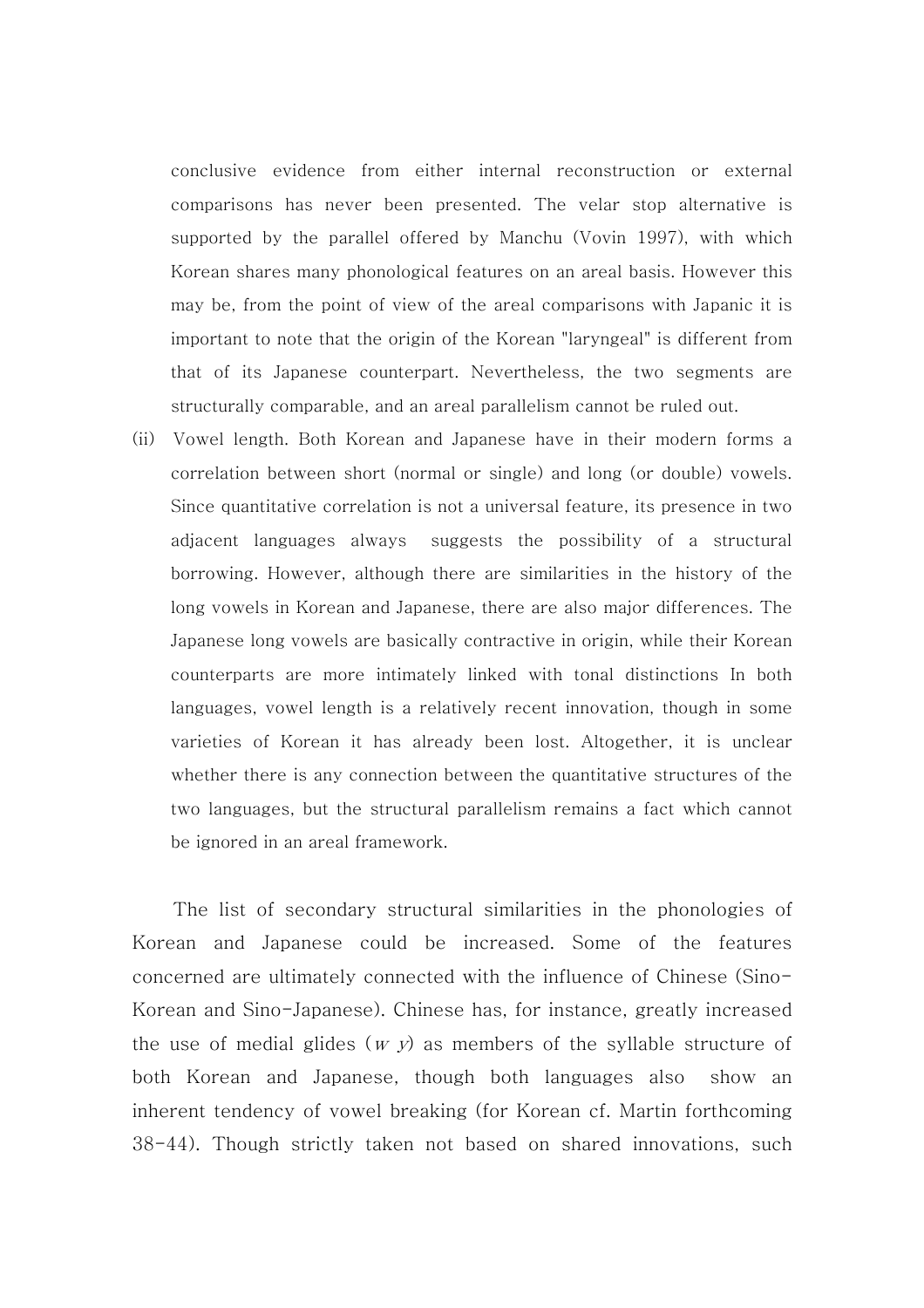conclusive evidence from either internal reconstruction or external comparisons has never been presented. The velar stop alternative is supported by the parallel offered by Manchu (Vovin 1997), with which Korean shares many phonological features on an areal basis. However this may be, from the point of view of the areal comparisons with Japanic it is important to note that the origin of the Korean "laryngeal" is different from that of its Japanese counterpart. Nevertheless, the two segments are structurally comparable, and an areal parallelism cannot be ruled out.

(ii) Vowel length. Both Korean and Japanese have in their modern forms a correlation between short (normal or single) and long (or double) vowels. Since quantitative correlation is not a universal feature, its presence in two adjacent languages always suggests the possibility of a structural borrowing. However, although there are similarities in the history of the long vowels in Korean and Japanese, there are also major differences. The Japanese long vowels are basically contractive in origin, while their Korean counterparts are more intimately linked with tonal distinctions In both languages, vowel length is a relatively recent innovation, though in some varieties of Korean it has already been lost. Altogether, it is unclear whether there is any connection between the quantitative structures of the two languages, but the structural parallelism remains a fact which cannot be ignored in an areal framework.

The list of secondary structural similarities in the phonologies of Korean and Japanese could be increased. Some of the features concerned are ultimately connected with the influence of Chinese (Sino-Korean and Sino-Japanese). Chinese has, for instance, greatly increased the use of medial glides (*w y*) as members of the syllable structure of both Korean and Japanese, though both languages also show an inherent tendency of vowel breaking (for Korean cf. Martin forthcoming 38-44). Though strictly taken not based on shared innovations, such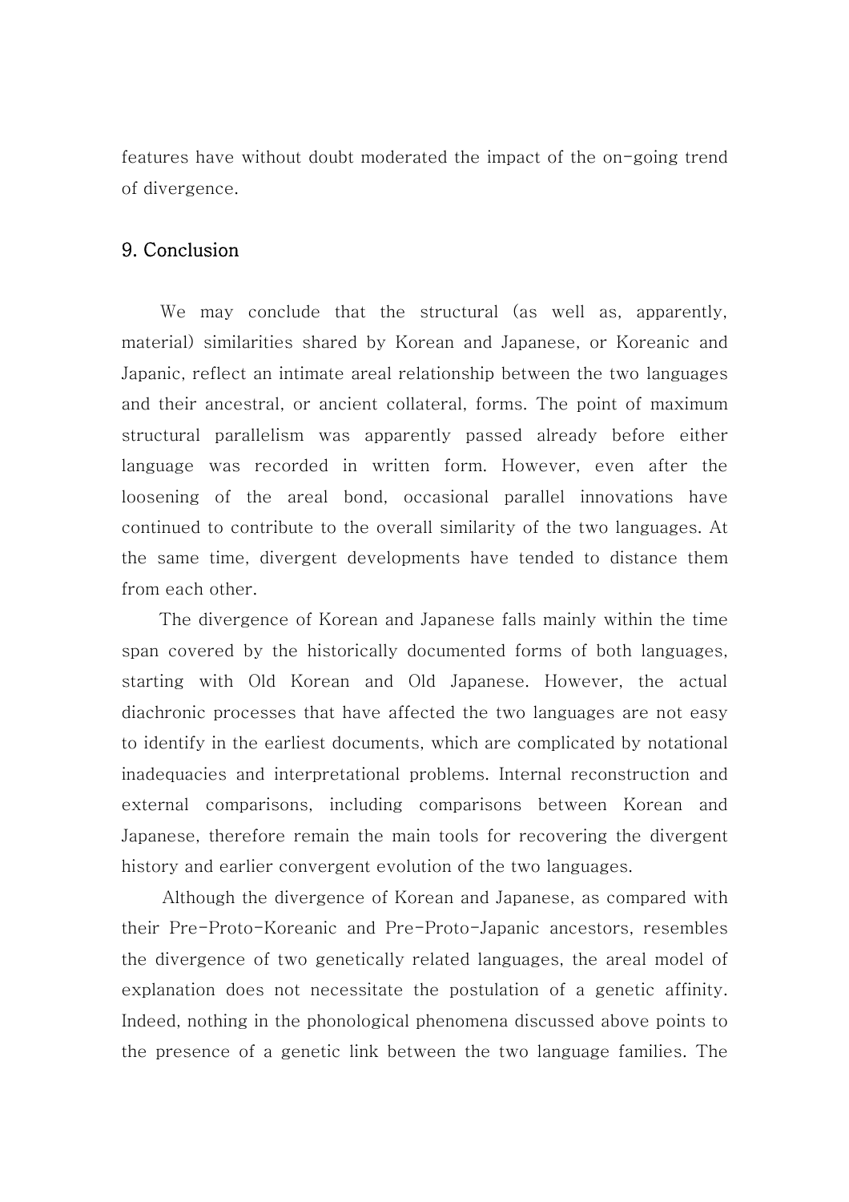features have without doubt moderated the impact of the on-going trend of divergence.

## 9. Conclusion

We may conclude that the structural (as well as, apparently, material) similarities shared by Korean and Japanese, or Koreanic and Japanic, reflect an intimate areal relationship between the two languages and their ancestral, or ancient collateral, forms. The point of maximum structural parallelism was apparently passed already before either language was recorded in written form. However, even after the loosening of the areal bond, occasional parallel innovations have continued to contribute to the overall similarity of the two languages. At the same time, divergent developments have tended to distance them from each other.

The divergence of Korean and Japanese falls mainly within the time span covered by the historically documented forms of both languages, starting with Old Korean and Old Japanese. However, the actual diachronic processes that have affected the two languages are not easy to identify in the earliest documents, which are complicated by notational inadequacies and interpretational problems. Internal reconstruction and external comparisons, including comparisons between Korean and Japanese, therefore remain the main tools for recovering the divergent history and earlier convergent evolution of the two languages.

Although the divergence of Korean and Japanese, as compared with their Pre-Proto-Koreanic and Pre-Proto-Japanic ancestors, resembles the divergence of two genetically related languages, the areal model of explanation does not necessitate the postulation of a genetic affinity. Indeed, nothing in the phonological phenomena discussed above points to the presence of a genetic link between the two language families. The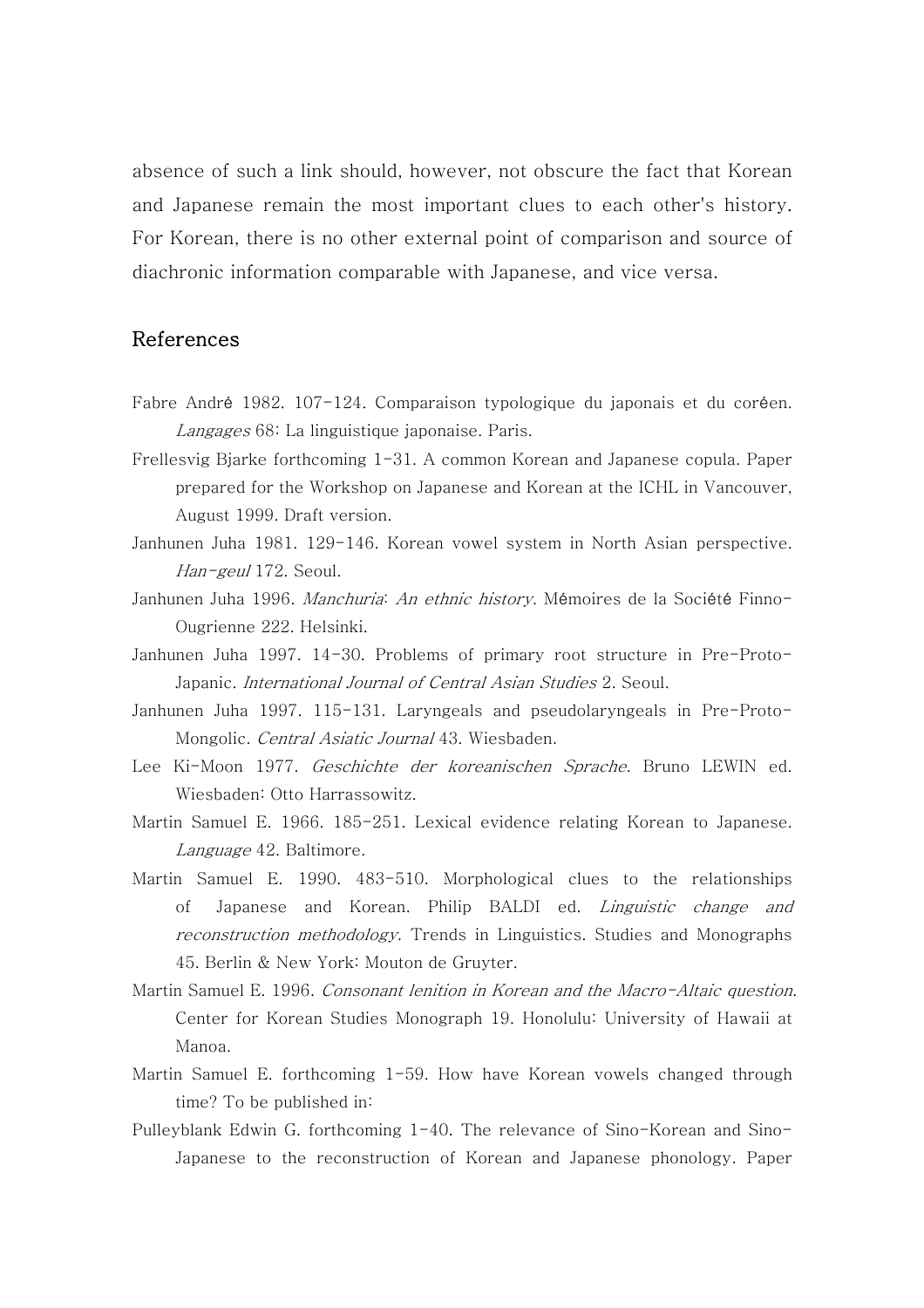absence of such a link should, however, not obscure the fact that Korean and Japanese remain the most important clues to each other's history. For Korean, there is no other external point of comparison and source of diachronic information comparable with Japanese, and vice versa.

## References

Fabre André 1982. 107-124. Comparaison typologique du japonais et du coréen. *Langages* 68: La linguistique japonaise. Paris.

Frellesvig Bjarke forthcoming 1-31. A common Korean and Japanese copula. Paper prepared for the Workshop on Japanese and Korean at the ICHL in Vancouver, August 1999. Draft version.

Janhunen Juha 1981. 129-146. Korean vowel system in North Asian perspective. *Han-geul* 172. Seoul.

Janhunen Juha 1996. *Manchuria: An ethnic history*. Mémoires de la Société Finno-Ougrienne 222. Helsinki.

Janhunen Juha 1997. 14-30. Problems of primary root structure in Pre-Proto-Japanic. *International Journal of Central Asian Studies* 2. Seoul.

Janhunen Juha 1997. 115-131. Laryngeals and pseudolaryngeals in Pre-Proto-Mongolic. *Central Asiatic Journal* 43. Wiesbaden.

Lee Ki-Moon 1977. *Geschichte der koreanischen Sprache.* Bruno LEWIN ed. Wiesbaden: Otto Harrassowitz.

Martin Samuel E. 1966. 185-251. Lexical evidence relating Korean to Japanese. *Language* 42. Baltimore.

Martin Samuel E. 1990. 483-510. Morphological clues to the relationships of Japanese and Korean. Philip BALDI ed. *Linguistic change and reconstruction methodology*. Trends in Linguistics. Studies and Monographs 45. Berlin & New York: Mouton de Gruyter.

Martin Samuel E. 1996. *Consonant lenition in Korean and the Macro-Altaic question*. Center for Korean Studies Monograph 19. Honolulu: University of Hawaii at Manoa.

Martin Samuel E. forthcoming 1-59. How have Korean vowels changed through time? To be published in:

Pulleyblank Edwin G. forthcoming 1-40. The relevance of Sino-Korean and Sino-Japanese to the reconstruction of Korean and Japanese phonology. Paper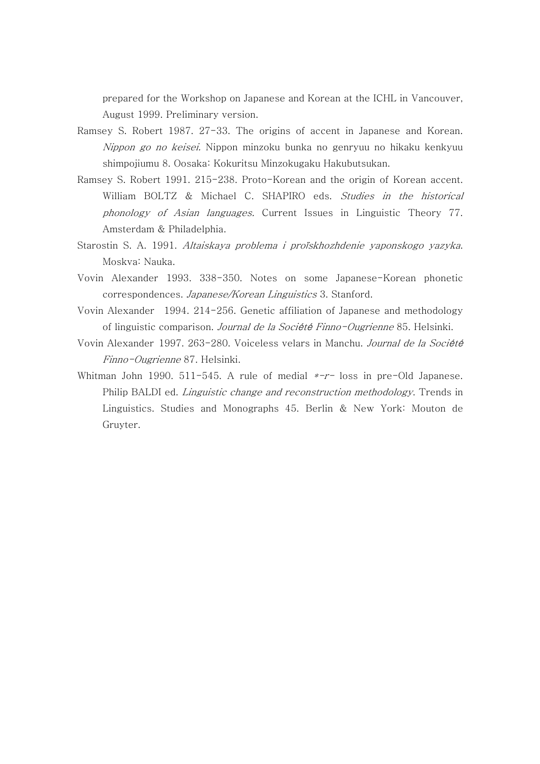prepared for the Workshop on Japanese and Korean at the ICHL in Vancouver, August 1999. Preliminary version.

Ramsey S. Robert 1987. 27-33. The origins of accent in Japanese and Korean. *Nippon go no keisei*. Nippon minzoku bunka no genryuu no hikaku kenkyuu shimpojiumu 8. Oosaka: Kokuritsu Minzokugaku Hakubutsukan.

Ramsey S. Robert 1991. 215-238. Proto-Korean and the origin of Korean accent. William BOLTZ & Michael C. SHAPIRO eds. *Studies in the historical phonology of Asian languages*. Current Issues in Linguistic Theory 77. Amsterdam & Philadelphia.

Starostin S. A. 1991. *Altaiskaya problema i proïskhozhdenie yaponskogo yazyka*. Moskva: Nauka.

Vovin Alexander 1993. 338-350. Notes on some Japanese-Korean phonetic correspondences. *Japanese/Korean Linguistics* 3. Stanford.

Vovin Alexander 1994. 214-256. Genetic affiliation of Japanese and methodology of linguistic comparison. *Journal de la Société Finno-Ougrienne* 85. Helsinki.

Vovin Alexander 1997. 263-280. Voiceless velars in Manchu. *Journal de la Société Finno-Ougrienne* 87. Helsinki.

Whitman John 1990. 511-545. A rule of medial *\*-r-* loss in pre-Old Japanese. Philip BALDI ed. *Linguistic change and reconstruction methodology*. Trends in Linguistics. Studies and Monographs 45. Berlin & New York: Mouton de Gruyter.